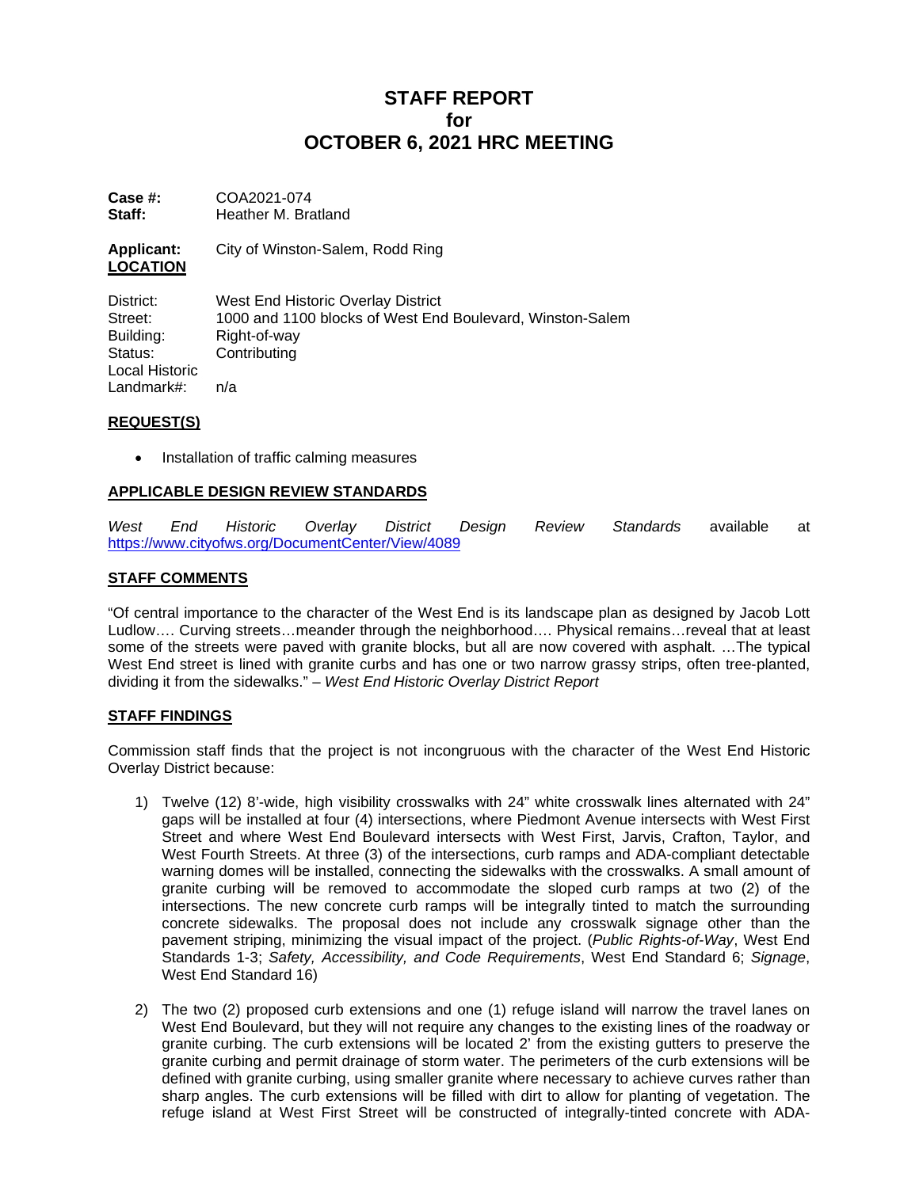# STAFF REPORT for OCTOBER 6, 2021 HRC MEETING

**Case #:** COA2021-074
**Staff:** Heather M. Bratland

**Applicant:** City of Winston-Salem, Rodd Ring

## LOCATION

District: West End Historic Overlay District
Street: 1000 and 1100 blocks of West End Boulevard, Winston-Salem
Building: Right-of-way
Status: Contributing
Local Historic Landmark#: n/a

## REQUEST(S)

- Installation of traffic calming measures

## APPLICABLE DESIGN REVIEW STANDARDS

*West End Historic Overlay District Design Review Standards* available at https://www.cityofws.org/DocumentCenter/View/4089

## STAFF COMMENTS

"Of central importance to the character of the West End is its landscape plan as designed by Jacob Lott Ludlow…. Curving streets…meander through the neighborhood…. Physical remains…reveal that at least some of the streets were paved with granite blocks, but all are now covered with asphalt. …The typical West End street is lined with granite curbs and has one or two narrow grassy strips, often tree-planted, dividing it from the sidewalks." – *West End Historic Overlay District Report*

## STAFF FINDINGS

Commission staff finds that the project is not incongruous with the character of the West End Historic Overlay District because:

1) Twelve (12) 8'-wide, high visibility crosswalks with 24" white crosswalk lines alternated with 24" gaps will be installed at four (4) intersections, where Piedmont Avenue intersects with West First Street and where West End Boulevard intersects with West First, Jarvis, Crafton, Taylor, and West Fourth Streets. At three (3) of the intersections, curb ramps and ADA-compliant detectable warning domes will be installed, connecting the sidewalks with the crosswalks. A small amount of granite curbing will be removed to accommodate the sloped curb ramps at two (2) of the intersections. The new concrete curb ramps will be integrally tinted to match the surrounding concrete sidewalks. The proposal does not include any crosswalk signage other than the pavement striping, minimizing the visual impact of the project. (*Public Rights-of-Way*, West End Standards 1-3; *Safety, Accessibility, and Code Requirements*, West End Standard 6; *Signage*, West End Standard 16)

2) The two (2) proposed curb extensions and one (1) refuge island will narrow the travel lanes on West End Boulevard, but they will not require any changes to the existing lines of the roadway or granite curbing. The curb extensions will be located 2' from the existing gutters to preserve the granite curbing and permit drainage of storm water. The perimeters of the curb extensions will be defined with granite curbing, using smaller granite where necessary to achieve curves rather than sharp angles. The curb extensions will be filled with dirt to allow for planting of vegetation. The refuge island at West First Street will be constructed of integrally-tinted concrete with ADA-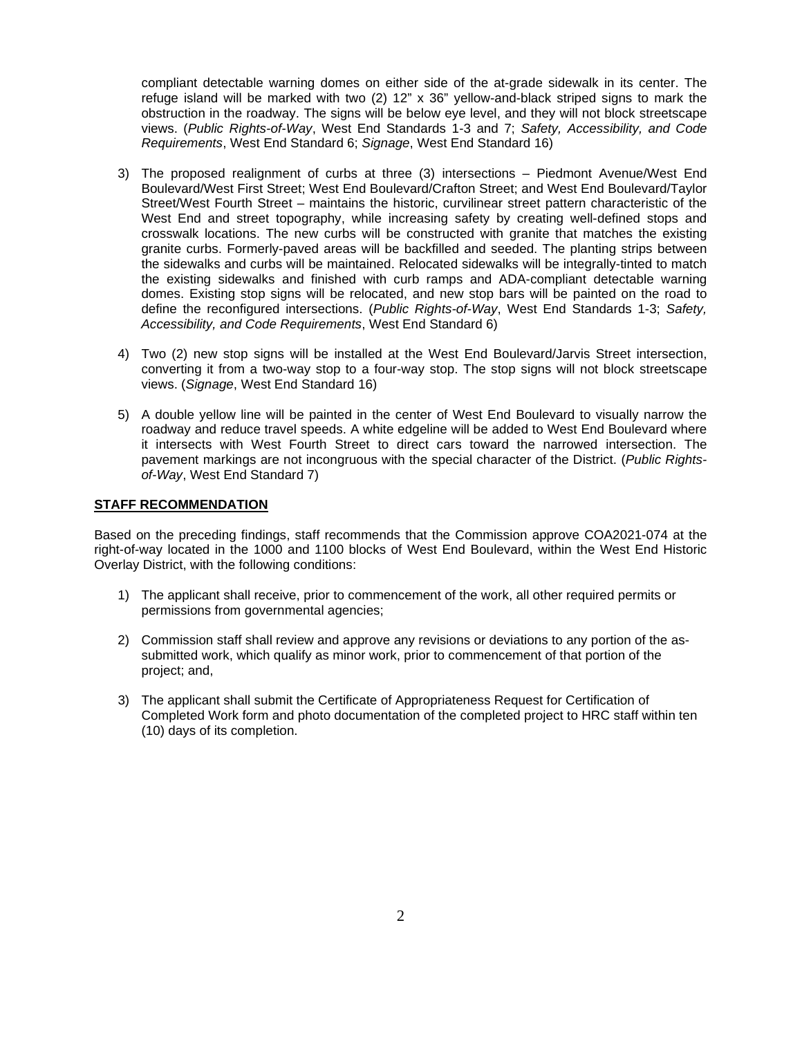compliant detectable warning domes on either side of the at-grade sidewalk in its center. The refuge island will be marked with two (2) 12" x 36" yellow-and-black striped signs to mark the obstruction in the roadway. The signs will be below eye level, and they will not block streetscape views. (*Public Rights-of-Way*, West End Standards 1-3 and 7; *Safety, Accessibility, and Code Requirements*, West End Standard 6; *Signage*, West End Standard 16)

3) The proposed realignment of curbs at three (3) intersections – Piedmont Avenue/West End Boulevard/West First Street; West End Boulevard/Crafton Street; and West End Boulevard/Taylor Street/West Fourth Street – maintains the historic, curvilinear street pattern characteristic of the West End and street topography, while increasing safety by creating well-defined stops and crosswalk locations. The new curbs will be constructed with granite that matches the existing granite curbs. Formerly-paved areas will be backfilled and seeded. The planting strips between the sidewalks and curbs will be maintained. Relocated sidewalks will be integrally-tinted to match the existing sidewalks and finished with curb ramps and ADA-compliant detectable warning domes. Existing stop signs will be relocated, and new stop bars will be painted on the road to define the reconfigured intersections. (*Public Rights-of-Way*, West End Standards 1-3; *Safety, Accessibility, and Code Requirements*, West End Standard 6)

4) Two (2) new stop signs will be installed at the West End Boulevard/Jarvis Street intersection, converting it from a two-way stop to a four-way stop. The stop signs will not block streetscape views. (*Signage*, West End Standard 16)

5) A double yellow line will be painted in the center of West End Boulevard to visually narrow the roadway and reduce travel speeds. A white edgeline will be added to West End Boulevard where it intersects with West Fourth Street to direct cars toward the narrowed intersection. The pavement markings are not incongruous with the special character of the District. (*Public Rights-of-Way*, West End Standard 7)

**STAFF RECOMMENDATION**

Based on the preceding findings, staff recommends that the Commission approve COA2021-074 at the right-of-way located in the 1000 and 1100 blocks of West End Boulevard, within the West End Historic Overlay District, with the following conditions:

1) The applicant shall receive, prior to commencement of the work, all other required permits or permissions from governmental agencies;

2) Commission staff shall review and approve any revisions or deviations to any portion of the as-submitted work, which qualify as minor work, prior to commencement of that portion of the project; and,

3) The applicant shall submit the Certificate of Appropriateness Request for Certification of Completed Work form and photo documentation of the completed project to HRC staff within ten (10) days of its completion.